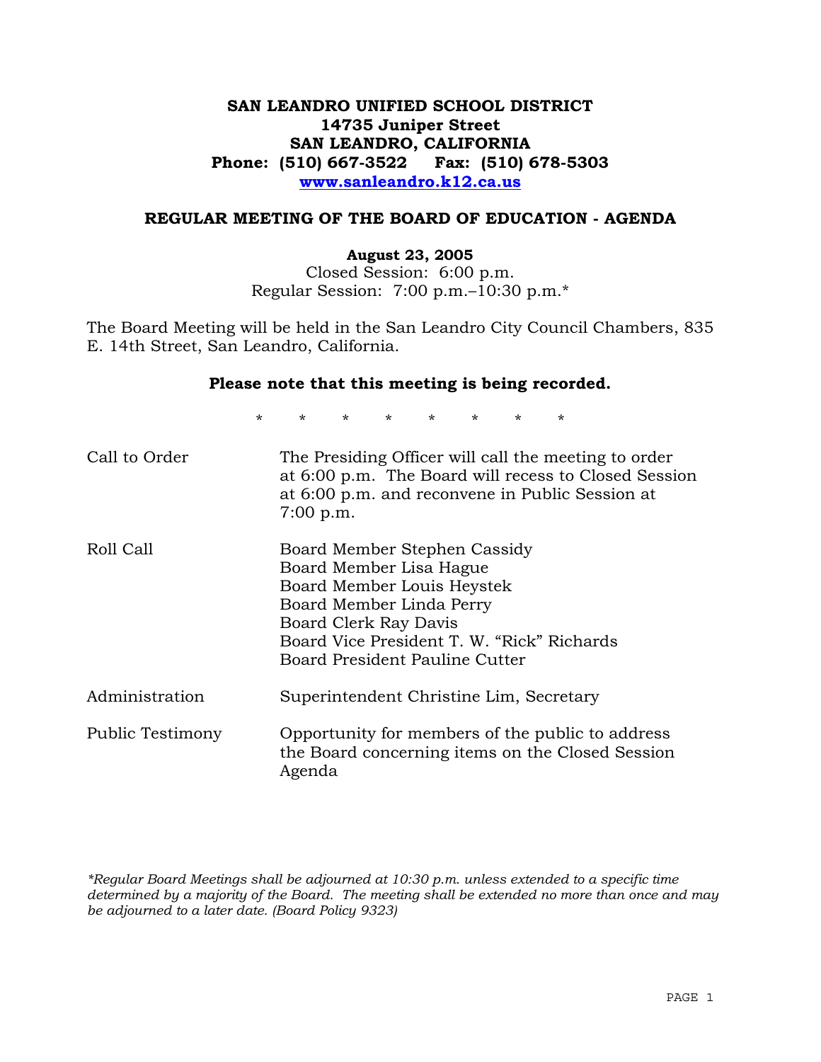**SAN LEANDRO UNIFIED SCHOOL DISTRICT**
**14735 Juniper Street**
**SAN LEANDRO, CALIFORNIA**
**Phone: (510) 667-3522 Fax: (510) 678-5303**
**www.sanleandro.k12.ca.us**

## REGULAR MEETING OF THE BOARD OF EDUCATION - AGENDA

**August 23, 2005**
Closed Session: 6:00 p.m.
Regular Session: 7:00 p.m.–10:30 p.m.*

The Board Meeting will be held in the San Leandro City Council Chambers, 835 E. 14th Street, San Leandro, California.

**Please note that this meeting is being recorded.**

\* \* \* \* \* \* \* \*

| | |
|---|---|
| Call to Order | The Presiding Officer will call the meeting to order at 6:00 p.m. The Board will recess to Closed Session at 6:00 p.m. and reconvene in Public Session at 7:00 p.m. |
| Roll Call | Board Member Stephen Cassidy<br>Board Member Lisa Hague<br>Board Member Louis Heystek<br>Board Member Linda Perry<br>Board Clerk Ray Davis<br>Board Vice President T. W. "Rick" Richards<br>Board President Pauline Cutter |
| Administration | Superintendent Christine Lim, Secretary |
| Public Testimony | Opportunity for members of the public to address the Board concerning items on the Closed Session Agenda |

*\*Regular Board Meetings shall be adjourned at 10:30 p.m. unless extended to a specific time determined by a majority of the Board. The meeting shall be extended no more than once and may be adjourned to a later date. (Board Policy 9323)*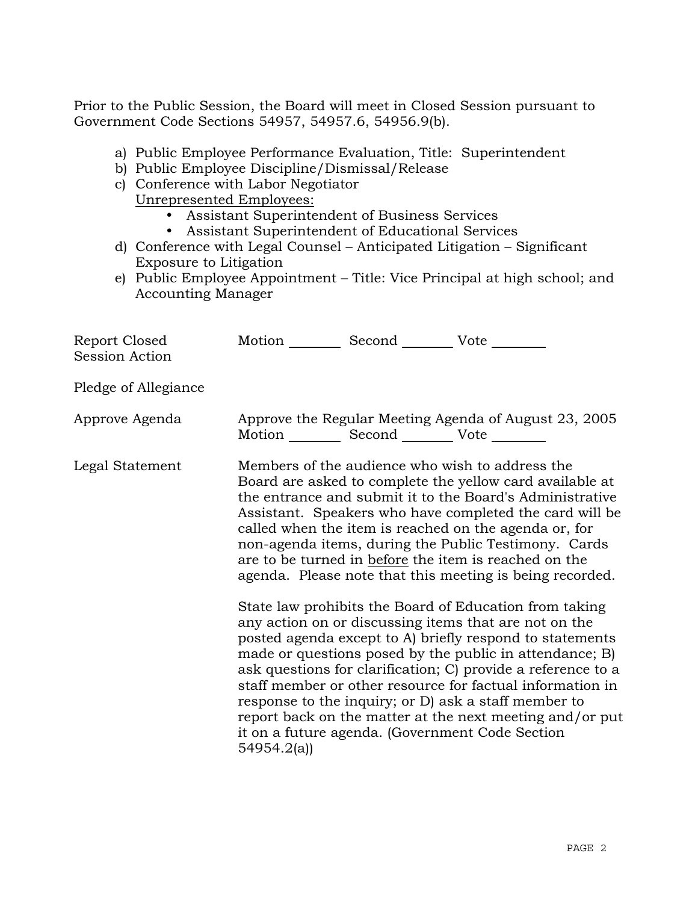Prior to the Public Session, the Board will meet in Closed Session pursuant to Government Code Sections 54957, 54957.6, 54956.9(b).

a) Public Employee Performance Evaluation, Title: Superintendent
b) Public Employee Discipline/Dismissal/Release
c) Conference with Labor Negotiator
   Unrepresented Employees:
   - Assistant Superintendent of Business Services
   - Assistant Superintendent of Educational Services
d) Conference with Legal Counsel – Anticipated Litigation – Significant Exposure to Litigation
e) Public Employee Appointment – Title: Vice Principal at high school; and Accounting Manager

Report Closed Session Action — Motion ________ Second ________ Vote ________

Pledge of Allegiance

Approve Agenda — Approve the Regular Meeting Agenda of August 23, 2005
Motion ________ Second ________ Vote ________

Legal Statement — Members of the audience who wish to address the Board are asked to complete the yellow card available at the entrance and submit it to the Board's Administrative Assistant. Speakers who have completed the card will be called when the item is reached on the agenda or, for non-agenda items, during the Public Testimony. Cards are to be turned in before the item is reached on the agenda. Please note that this meeting is being recorded.

State law prohibits the Board of Education from taking any action on or discussing items that are not on the posted agenda except to A) briefly respond to statements made or questions posed by the public in attendance; B) ask questions for clarification; C) provide a reference to a staff member or other resource for factual information in response to the inquiry; or D) ask a staff member to report back on the matter at the next meeting and/or put it on a future agenda. (Government Code Section 54954.2(a))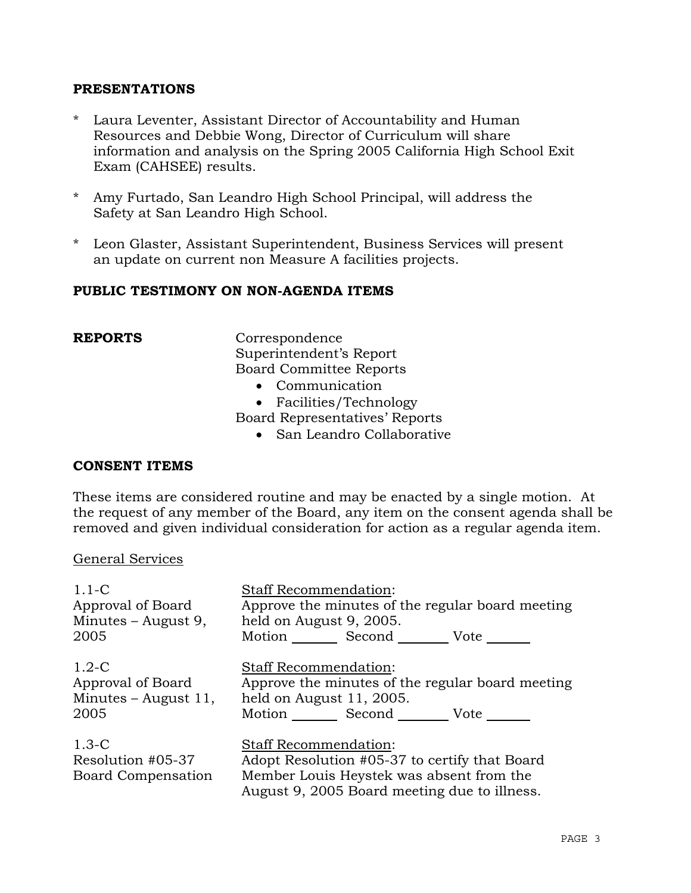## PRESENTATIONS

* Laura Leventer, Assistant Director of Accountability and Human Resources and Debbie Wong, Director of Curriculum will share information and analysis on the Spring 2005 California High School Exit Exam (CAHSEE) results.

* Amy Furtado, San Leandro High School Principal, will address the Safety at San Leandro High School.

* Leon Glaster, Assistant Superintendent, Business Services will present an update on current non Measure A facilities projects.

## PUBLIC TESTIMONY ON NON-AGENDA ITEMS

## REPORTS

Correspondence
Superintendent's Report
Board Committee Reports
- Communication
- Facilities/Technology

Board Representatives' Reports
- San Leandro Collaborative

## CONSENT ITEMS

These items are considered routine and may be enacted by a single motion. At the request of any member of the Board, any item on the consent agenda shall be removed and given individual consideration for action as a regular agenda item.

General Services

1.1-C
Approval of Board Minutes – August 9, 2005

Staff Recommendation:
Approve the minutes of the regular board meeting held on August 9, 2005.
Motion _______ Second _______ Vote _______

1.2-C
Approval of Board Minutes – August 11, 2005

Staff Recommendation:
Approve the minutes of the regular board meeting held on August 11, 2005.
Motion _______ Second _______ Vote _______

1.3-C
Resolution #05-37 Board Compensation

Staff Recommendation:
Adopt Resolution #05-37 to certify that Board Member Louis Heystek was absent from the August 9, 2005 Board meeting due to illness.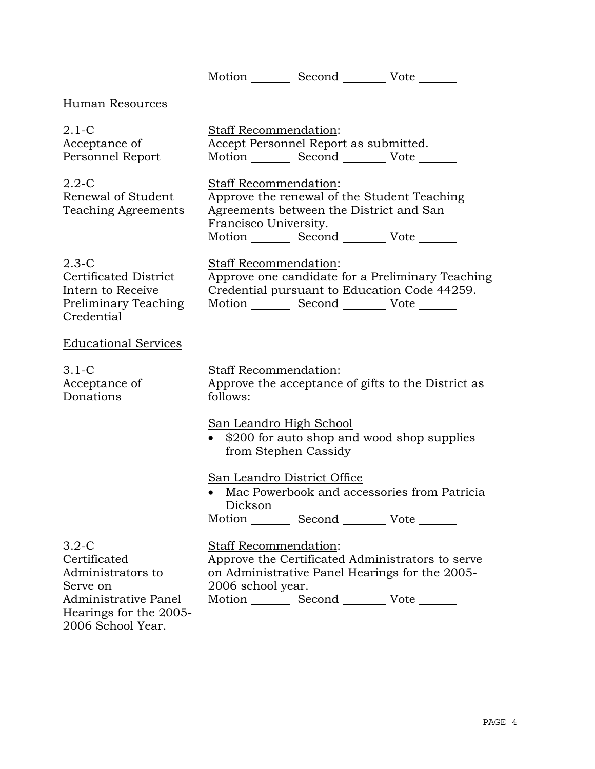Motion _______ Second _______ Vote _______

Human Resources

2.1-C
Acceptance of Personnel Report

Staff Recommendation:
Accept Personnel Report as submitted.
Motion _______ Second _______ Vote _______

2.2-C
Renewal of Student Teaching Agreements

Staff Recommendation:
Approve the renewal of the Student Teaching Agreements between the District and San Francisco University.
Motion _______ Second _______ Vote _______

2.3-C
Certificated District Intern to Receive Preliminary Teaching Credential

Staff Recommendation:
Approve one candidate for a Preliminary Teaching Credential pursuant to Education Code 44259.
Motion _______ Second _______ Vote _______

Educational Services

3.1-C
Acceptance of Donations

Staff Recommendation:
Approve the acceptance of gifts to the District as follows:

San Leandro High School

- $200 for auto shop and wood shop supplies from Stephen Cassidy

San Leandro District Office

- Mac Powerbook and accessories from Patricia Dickson

Motion _______ Second _______ Vote _______

3.2-C
Certificated Administrators to Serve on Administrative Panel Hearings for the 2005-2006 School Year.

Staff Recommendation:
Approve the Certificated Administrators to serve on Administrative Panel Hearings for the 2005-2006 school year.
Motion _______ Second _______ Vote _______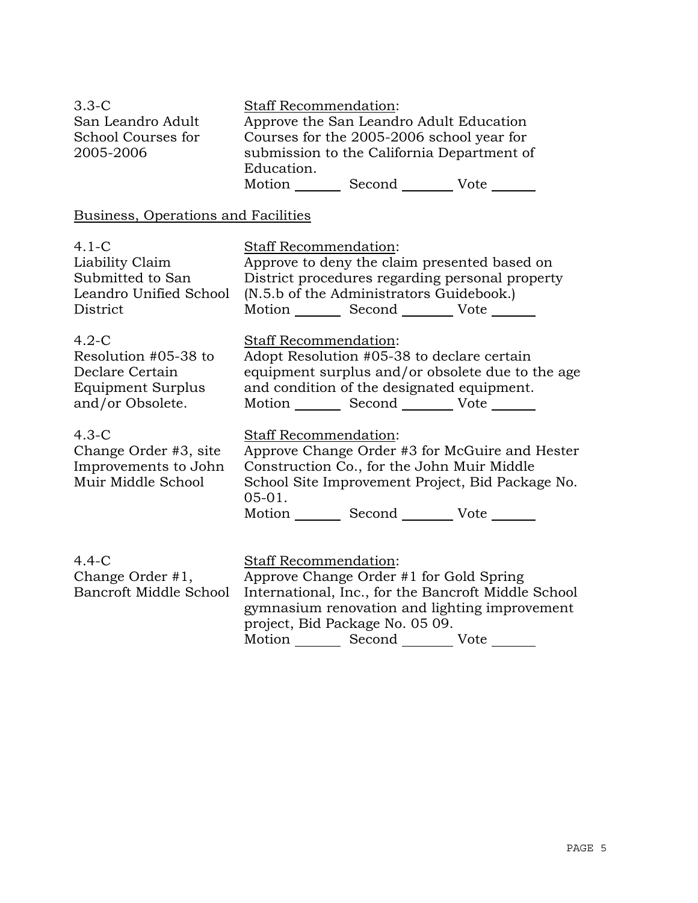3.3-C
San Leandro Adult School Courses for 2005-2006

Staff Recommendation:
Approve the San Leandro Adult Education Courses for the 2005-2006 school year for submission to the California Department of Education.
Motion _______ Second _______ Vote _______

Business, Operations and Facilities

4.1-C
Liability Claim Submitted to San Leandro Unified School District

Staff Recommendation:
Approve to deny the claim presented based on District procedures regarding personal property (N.5.b of the Administrators Guidebook.)
Motion _______ Second _______ Vote _______

4.2-C
Resolution #05-38 to Declare Certain Equipment Surplus and/or Obsolete.

Staff Recommendation:
Adopt Resolution #05-38 to declare certain equipment surplus and/or obsolete due to the age and condition of the designated equipment.
Motion _______ Second _______ Vote _______

4.3-C
Change Order #3, site Improvements to John Muir Middle School

Staff Recommendation:
Approve Change Order #3 for McGuire and Hester Construction Co., for the John Muir Middle School Site Improvement Project, Bid Package No. 05-01.
Motion _______ Second _______ Vote _______

4.4-C
Change Order #1, Bancroft Middle School

Staff Recommendation:
Approve Change Order #1 for Gold Spring International, Inc., for the Bancroft Middle School gymnasium renovation and lighting improvement project, Bid Package No. 05 09.
Motion _______ Second _______ Vote _______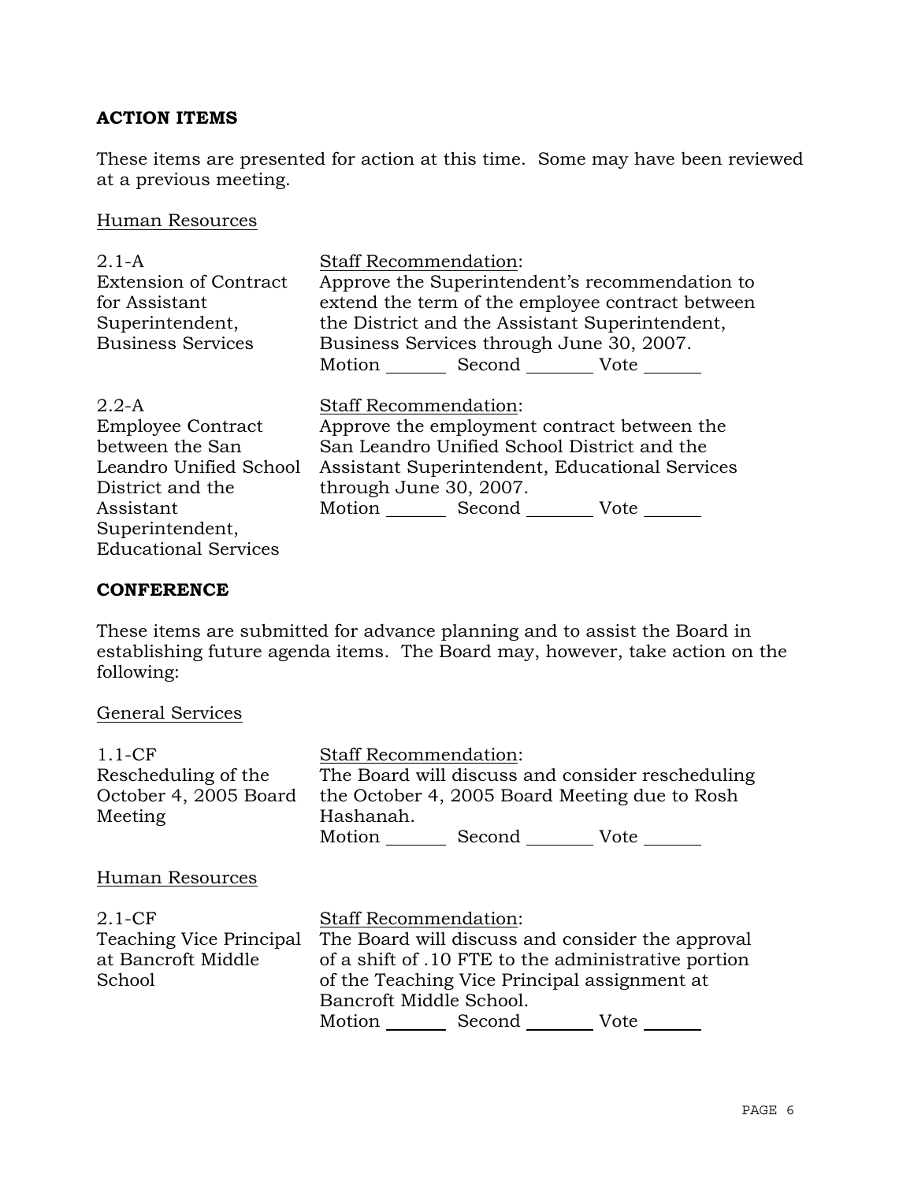**ACTION ITEMS**

These items are presented for action at this time. Some may have been reviewed at a previous meeting.

Human Resources

2.1-A
Extension of Contract for Assistant Superintendent, Business Services

Staff Recommendation:
Approve the Superintendent's recommendation to extend the term of the employee contract between the District and the Assistant Superintendent, Business Services through June 30, 2007.
Motion _______ Second _______ Vote _______

2.2-A
Employee Contract between the San Leandro Unified School District and the Assistant Superintendent, Educational Services

Staff Recommendation:
Approve the employment contract between the San Leandro Unified School District and the Assistant Superintendent, Educational Services through June 30, 2007.
Motion _______ Second _______ Vote _______

**CONFERENCE**

These items are submitted for advance planning and to assist the Board in establishing future agenda items. The Board may, however, take action on the following:

General Services

1.1-CF
Rescheduling of the October 4, 2005 Board Meeting

Staff Recommendation:
The Board will discuss and consider rescheduling the October 4, 2005 Board Meeting due to Rosh Hashanah.
Motion _______ Second _______ Vote _______

Human Resources

2.1-CF
Teaching Vice Principal at Bancroft Middle School

Staff Recommendation:
The Board will discuss and consider the approval of a shift of .10 FTE to the administrative portion of the Teaching Vice Principal assignment at Bancroft Middle School.
Motion _______ Second _______ Vote _______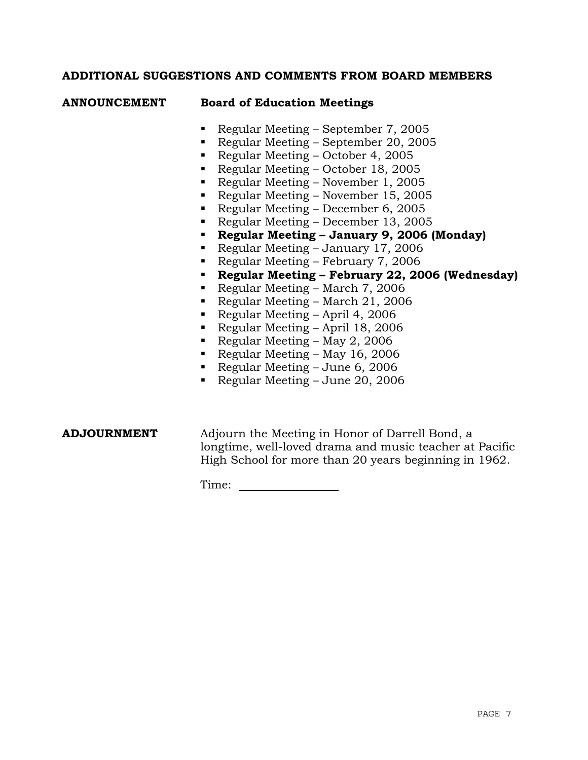**ADDITIONAL SUGGESTIONS AND COMMENTS FROM BOARD MEMBERS**

**ANNOUNCEMENT** **Board of Education Meetings**

- Regular Meeting – September 7, 2005
- Regular Meeting – September 20, 2005
- Regular Meeting – October 4, 2005
- Regular Meeting – October 18, 2005
- Regular Meeting – November 1, 2005
- Regular Meeting – November 15, 2005
- Regular Meeting – December 6, 2005
- Regular Meeting – December 13, 2005
- **Regular Meeting – January 9, 2006 (Monday)**
- Regular Meeting – January 17, 2006
- Regular Meeting – February 7, 2006
- **Regular Meeting – February 22, 2006 (Wednesday)**
- Regular Meeting – March 7, 2006
- Regular Meeting – March 21, 2006
- Regular Meeting – April 4, 2006
- Regular Meeting – April 18, 2006
- Regular Meeting – May 2, 2006
- Regular Meeting – May 16, 2006
- Regular Meeting – June 6, 2006
- Regular Meeting – June 20, 2006

**ADJOURNMENT** Adjourn the Meeting in Honor of Darrell Bond, a longtime, well-loved drama and music teacher at Pacific High School for more than 20 years beginning in 1962.

Time: ________________